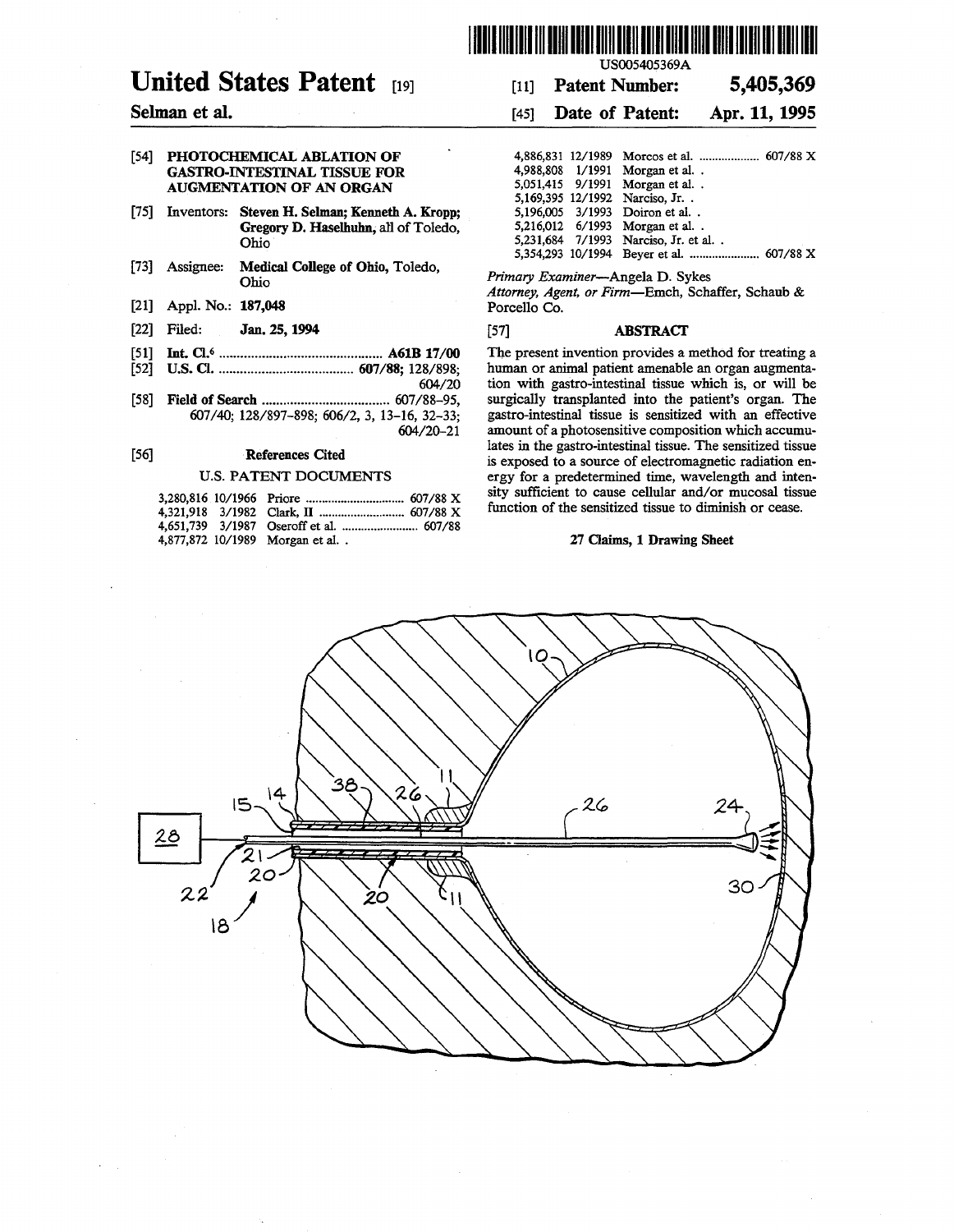# United States Patent [19]

**Selman et al.**

[11] **Patent Number:** **5,405,369**

[45] **Date of Patent:** **Apr. 11, 1995**

US005405369A

[54] **PHOTOCHEMICAL ABLATION OF GASTRO-INTESTINAL TISSUE FOR AUGMENTATION OF AN ORGAN**

[75] Inventors: **Steven H. Selman; Kenneth A. Kropp; Gregory D. Haselhuhn,** all of Toledo, Ohio

[73] Assignee: **Medical College of Ohio,** Toledo, Ohio

[21] Appl. No.: **187,048**

[22] Filed: **Jan. 25, 1994**

[51] **Int. Cl.**[6] .............................................. **A61B 17/00**

[52] **U.S. Cl.** ...................................... **607/88;** 128/898; 604/20

[58] **Field of Search** .................................... 607/88–95, 607/40; 128/897–898; 606/2, 3, 13–16, 32–33; 604/20–21

## [56] References Cited

### U.S. PATENT DOCUMENTS

| | | | |
|---|---|---|---|
| 3,280,816 | 10/1966 | Priore | 607/88 X |
| 4,321,918 | 3/1982 | Clark, II | 607/88 X |
| 4,651,739 | 3/1987 | Oseroff et al. | 607/88 |
| 4,877,872 | 10/1989 | Morgan et al. . | |
| 4,886,831 | 12/1989 | Morcos et al. | 607/88 X |
| 4,988,808 | 1/1991 | Morgan et al. . | |
| 5,051,415 | 9/1991 | Morgan et al. . | |
| 5,169,395 | 12/1992 | Narciso, Jr. . | |
| 5,196,005 | 3/1993 | Doiron et al. . | |
| 5,216,012 | 6/1993 | Morgan et al. . | |
| 5,231,684 | 7/1993 | Narciso, Jr. et al. . | |
| 5,354,293 | 10/1994 | Beyer et al. | 607/88 X |

*Primary Examiner*—Angela D. Sykes

*Attorney, Agent, or Firm*—Emch, Schaffer, Schaub & Porcello Co.

## [57] ABSTRACT

The present invention provides a method for treating a human or animal patient amenable an organ augmentation with gastro-intestinal tissue which is, or will be surgically transplanted into the patient's organ. The gastro-intestinal tissue is sensitized with an effective amount of a photosensitive composition which accumulates in the gastro-intestinal tissue. The sensitized tissue is exposed to a source of electromagnetic radiation energy for a predetermined time, wavelength and intensity sufficient to cause cellular and/or mucosal tissue function of the sensitized tissue to diminish or cease.

**27 Claims, 1 Drawing Sheet**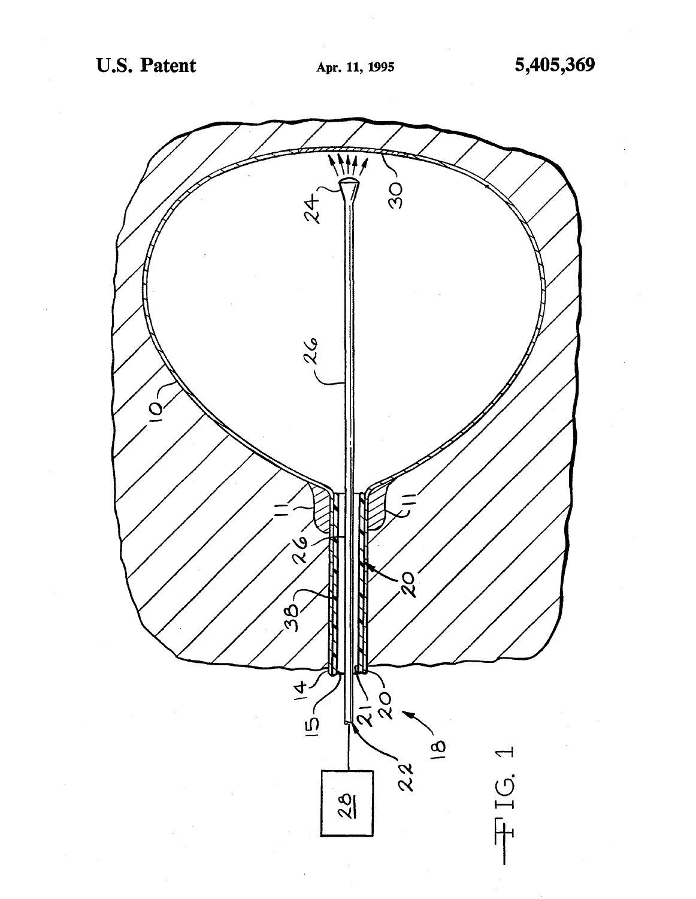FIG. 1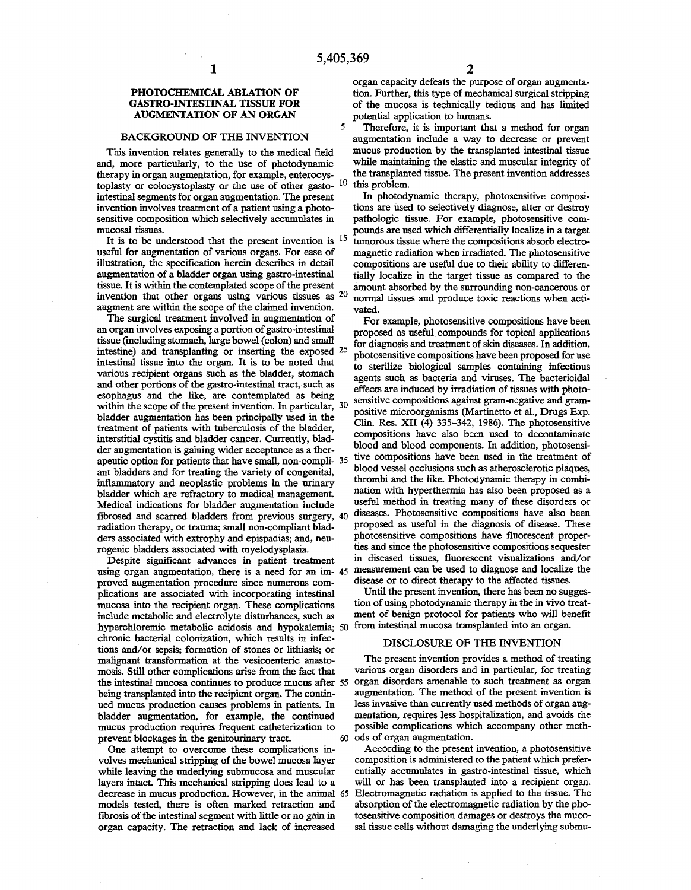## PHOTOCHEMICAL ABLATION OF GASTRO-INTESTINAL TISSUE FOR AUGMENTATION OF AN ORGAN

### BACKGROUND OF THE INVENTION

This invention relates generally to the medical field and, more particularly, to the use of photodynamic therapy in organ augmentation, for example, enterocystoplasty or colocystoplasty or the use of other gastrointestinal segments for organ augmentation. The present invention involves treatment of a patient using a photosensitive composition which selectively accumulates in mucosal tissues.

It is to be understood that the present invention is useful for augmentation of various organs. For ease of illustration, the specification herein describes in detail augmentation of a bladder organ using gastro-intestinal tissue. It is within the contemplated scope of the present invention that other organs using various tissues as augment are within the scope of the claimed invention.

The surgical treatment involved in augmentation of an organ involves exposing a portion of gastro-intestinal tissue (including stomach, large bowel (colon) and small intestine) and transplanting or inserting the exposed intestinal tissue into the organ. It is to be noted that various recipient organs such as the bladder, stomach and other portions of the gastro-intestinal tract, such as esophagus and the like, are contemplated as being within the scope of the present invention. In particular, bladder augmentation has been principally used in the treatment of patients with tuberculosis of the bladder, interstitial cystitis and bladder cancer. Currently, bladder augmentation is gaining wider acceptance as a therapeutic option for patients that have small, non-compliant bladders and for treating the variety of congenital, inflammatory and neoplastic problems in the urinary bladder which are refractory to medical management. Medical indications for bladder augmentation include fibrosed and scarred bladders from previous surgery, radiation therapy, or trauma; small non-compliant bladders associated with extrophy and epispadias; and, neurogenic bladders associated with myelodysplasia.

Despite significant advances in patient treatment using organ augmentation, there is a need for an improved augmentation procedure since numerous complications are associated with incorporating intestinal mucosa into the recipient organ. These complications include metabolic and electrolyte disturbances, such as hyperchloremic metabolic acidosis and hypokalemia; chronic bacterial colonization, which results in infections and/or sepsis; formation of stones or lithiasis; or malignant transformation at the vesicoenteric anastomosis. Still other complications arise from the fact that the intestinal mucosa continues to produce mucus after being transplanted into the recipient organ. The continued mucus production causes problems in patients. In bladder augmentation, for example, the continued mucus production requires frequent catheterization to prevent blockages in the genitourinary tract.

One attempt to overcome these complications involves mechanical stripping of the bowel mucosa layer while leaving the underlying submucosa and muscular layers intact. This mechanical stripping does lead to a decrease in mucus production. However, in the animal models tested, there is often marked retraction and fibrosis of the intestinal segment with little or no gain in organ capacity. The retraction and lack of increased organ capacity defeats the purpose of organ augmentation. Further, this type of mechanical surgical stripping of the mucosa is technically tedious and has limited potential application to humans.

Therefore, it is important that a method for organ augmentation include a way to decrease or prevent mucus production by the transplanted intestinal tissue while maintaining the elastic and muscular integrity of the transplanted tissue. The present invention addresses this problem.

In photodynamic therapy, photosensitive compositions are used to selectively diagnose, alter or destroy pathologic tissue. For example, photosensitive compounds are used which differentially localize in a target tumorous tissue where the compositions absorb electromagnetic radiation when irradiated. The photosensitive compositions are useful due to their ability to differentially localize in the target tissue as compared to the amount absorbed by the surrounding non-cancerous or normal tissues and produce toxic reactions when activated.

For example, photosensitive compositions have been proposed as useful compounds for topical applications for diagnosis and treatment of skin diseases. In addition, photosensitive compositions have been proposed for use to sterilize biological samples containing infectious agents such as bacteria and viruses. The bactericidal effects are induced by irradiation of tissues with photosensitive compositions against gram-negative and gram-positive microorganisms (Martinetto et al., Drugs Exp. Clin. Res. XII (4) 335–342, 1986). The photosensitive compositions have also been used to decontaminate blood and blood components. In addition, photosensitive compositions have been used in the treatment of blood vessel occlusions such as atherosclerotic plaques, thrombi and the like. Photodynamic therapy in combination with hyperthermia has also been proposed as a useful method in treating many of these disorders or diseases. Photosensitive compositions have also been proposed as useful in the diagnosis of disease. These photosensitive compositions have fluorescent properties and since the photosensitive compositions sequester in diseased tissues, fluorescent visualizations and/or measurement can be used to diagnose and localize the disease or to direct therapy to the affected tissues.

Until the present invention, there has been no suggestion of using photodynamic therapy in the in vivo treatment of benign protocol for patients who will benefit from intestinal mucosa transplanted into an organ.

### DISCLOSURE OF THE INVENTION

The present invention provides a method of treating various organ disorders and in particular, for treating organ disorders amenable to such treatment as organ augmentation. The method of the present invention is less invasive than currently used methods of organ augmentation, requires less hospitalization, and avoids the possible complications which accompany other methods of organ augmentation.

According to the present invention, a photosensitive composition is administered to the patient which preferentially accumulates in gastro-intestinal tissue, which will or has been transplanted into a recipient organ. Electromagnetic radiation is applied to the tissue. The absorption of the electromagnetic radiation by the photosensitive composition damages or destroys the mucosal tissue cells without damaging the underlying submu-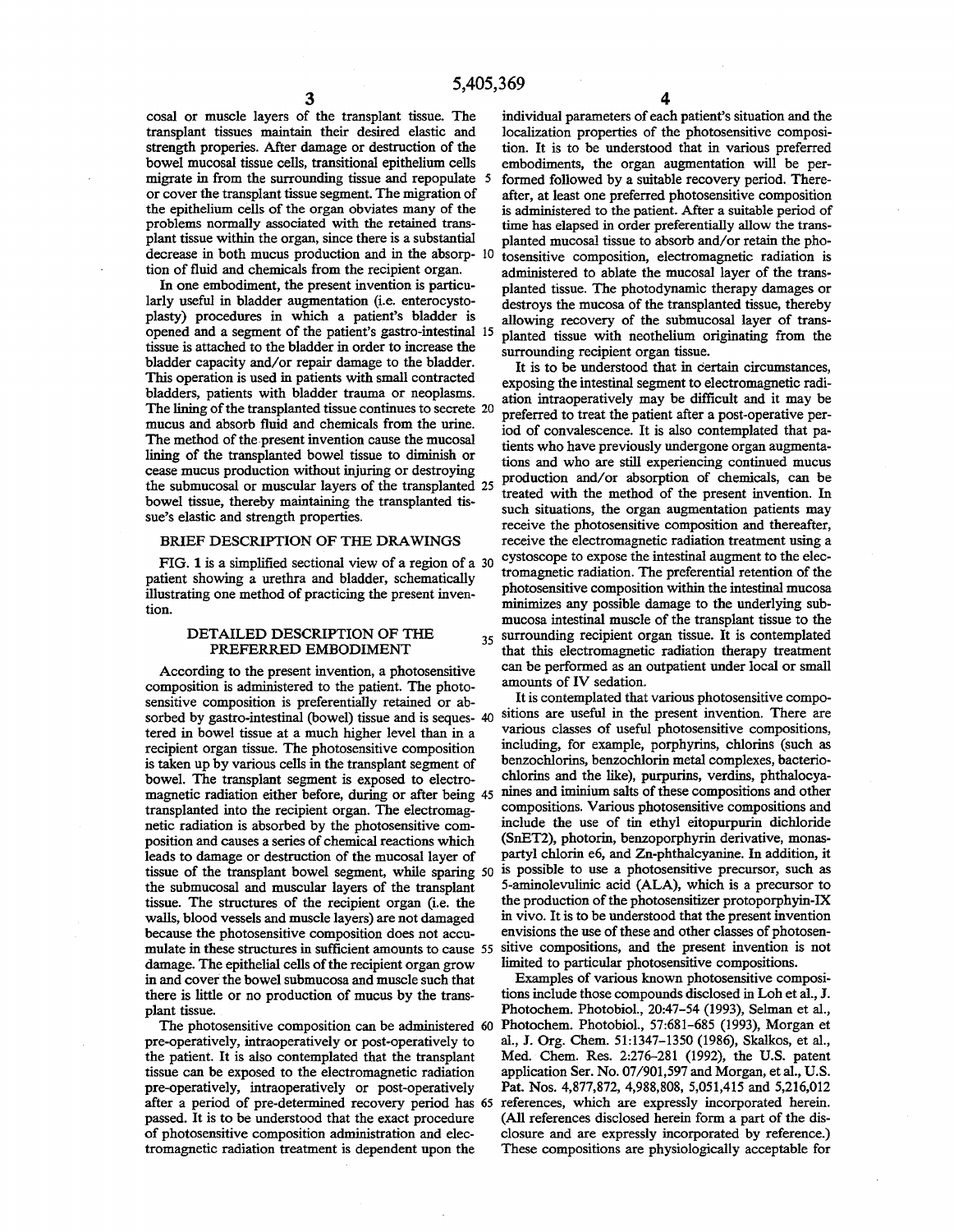cosal or muscle layers of the transplant tissue. The transplant tissues maintain their desired elastic and strength properies. After damage or destruction of the bowel mucosal tissue cells, transitional epithelium cells migrate in from the surrounding tissue and repopulate or cover the transplant tissue segment. The migration of the epithelium cells of the organ obviates many of the problems normally associated with the retained transplant tissue within the organ, since there is a substantial decrease in both mucus production and in the absorption of fluid and chemicals from the recipient organ.

In one embodiment, the present invention is particularly useful in bladder augmentation (i.e. enterocystoplasty) procedures in which a patient's bladder is opened and a segment of the patient's gastro-intestinal tissue is attached to the bladder in order to increase the bladder capacity and/or repair damage to the bladder. This operation is used in patients with small contracted bladders, patients with bladder trauma or neoplasms. The lining of the transplanted tissue continues to secrete mucus and absorb fluid and chemicals from the urine. The method of the present invention cause the mucosal lining of the transplanted bowel tissue to diminish or cease mucus production without injuring or destroying the submucosal or muscular layers of the transplanted bowel tissue, thereby maintaining the transplanted tissue's elastic and strength properties.

## BRIEF DESCRIPTION OF THE DRAWINGS

FIG. 1 is a simplified sectional view of a region of a patient showing a urethra and bladder, schematically illustrating one method of practicing the present invention.

## DETAILED DESCRIPTION OF THE PREFERRED EMBODIMENT

According to the present invention, a photosensitive composition is administered to the patient. The photosensitive composition is preferentially retained or absorbed by gastro-intestinal (bowel) tissue and is sequestered in bowel tissue at a much higher level than in a recipient organ tissue. The photosensitive composition is taken up by various cells in the transplant segment of bowel. The transplant segment is exposed to electromagnetic radiation either before, during or after being transplanted into the recipient organ. The electromagnetic radiation is absorbed by the photosensitive composition and causes a series of chemical reactions which leads to damage or destruction of the mucosal layer of tissue of the transplant bowel segment, while sparing the submucosal and muscular layers of the transplant tissue. The structures of the recipient organ (i.e. the walls, blood vessels and muscle layers) are not damaged because the photosensitive composition does not accumulate in these structures in sufficient amounts to cause damage. The epithelial cells of the recipient organ grow in and cover the bowel submucosa and muscle such that there is little or no production of mucus by the transplant tissue.

The photosensitive composition can be administered pre-operatively, intraoperatively or post-operatively to the patient. It is also contemplated that the transplant tissue can be exposed to the electromagnetic radiation pre-operatively, intraoperatively or post-operatively after a period of pre-determined recovery period has passed. It is to be understood that the exact procedure of photosensitive composition administration and electromagnetic radiation treatment is dependent upon the individual parameters of each patient's situation and the localization properties of the photosensitive composition. It is to be understood that in various preferred embodiments, the organ augmentation will be performed followed by a suitable recovery period. Thereafter, at least one preferred photosensitive composition is administered to the patient. After a suitable period of time has elapsed in order preferentially allow the transplanted mucosal tissue to absorb and/or retain the photosensitive composition, electromagnetic radiation is administered to ablate the mucosal layer of the transplanted tissue. The photodynamic therapy damages or destroys the mucosa of the transplanted tissue, thereby allowing recovery of the submucosal layer of transplanted tissue with neothelium originating from the surrounding recipient organ tissue.

It is to be understood that in certain circumstances, exposing the intestinal segment to electromagnetic radiation intraoperatively may be difficult and it may be preferred to treat the patient after a post-operative period of convalescence. It is also contemplated that patients who have previously undergone organ augmentations and who are still experiencing continued mucus production and/or absorption of chemicals, can be treated with the method of the present invention. In such situations, the organ augmentation patients may receive the photosensitive composition and thereafter, receive the electromagnetic radiation treatment using a cystoscope to expose the intestinal augment to the electromagnetic radiation. The preferential retention of the photosensitive composition within the intestinal mucosa minimizes any possible damage to the underlying submucosa intestinal muscle of the transplant tissue to the surrounding recipient organ tissue. It is contemplated that this electromagnetic radiation therapy treatment can be performed as an outpatient under local or small amounts of IV sedation.

It is contemplated that various photosensitive compositions are useful in the present invention. There are various classes of useful photosensitive compositions, including, for example, porphyrins, chlorins (such as benzochlorins, benzochlorin metal complexes, bacteriochlorins and the like), purpurins, verdins, phthalocyanines and iminium salts of these compositions and other compositions. Various photosensitive compositions and include the use of tin ethyl eitopurpurin dichloride (SnET2), photorin, benzoporphyrin derivative, monaspartyl chlorin e6, and Zn-phthalcyanine. In addition, it is possible to use a photosensitive precursor, such as 5-aminolevulinic acid (ALA), which is a precursor to the production of the photosensitizer protoporphyin-IX in vivo. It is to be understood that the present invention envisions the use of these and other classes of photosensitive compositions, and the present invention is not limited to particular photosensitive compositions.

Examples of various known photosensitive compositions include those compounds disclosed in Loh et al., J. Photochem. Photobiol., 20:47–54 (1993), Selman et al., Photochem. Photobiol., 57:681–685 (1993), Morgan et al., J. Org. Chem. 51:1347–1350 (1986), Skalkos, et al., Med. Chem. Res. 2:276–281 (1992), the U.S. patent application Ser. No. 07/901,597 and Morgan, et al., U.S. Pat. Nos. 4,877,872, 4,988,808, 5,051,415 and 5,216,012 references, which are expressly incorporated herein. (All references disclosed herein form a part of the disclosure and are expressly incorporated by reference.) These compositions are physiologically acceptable for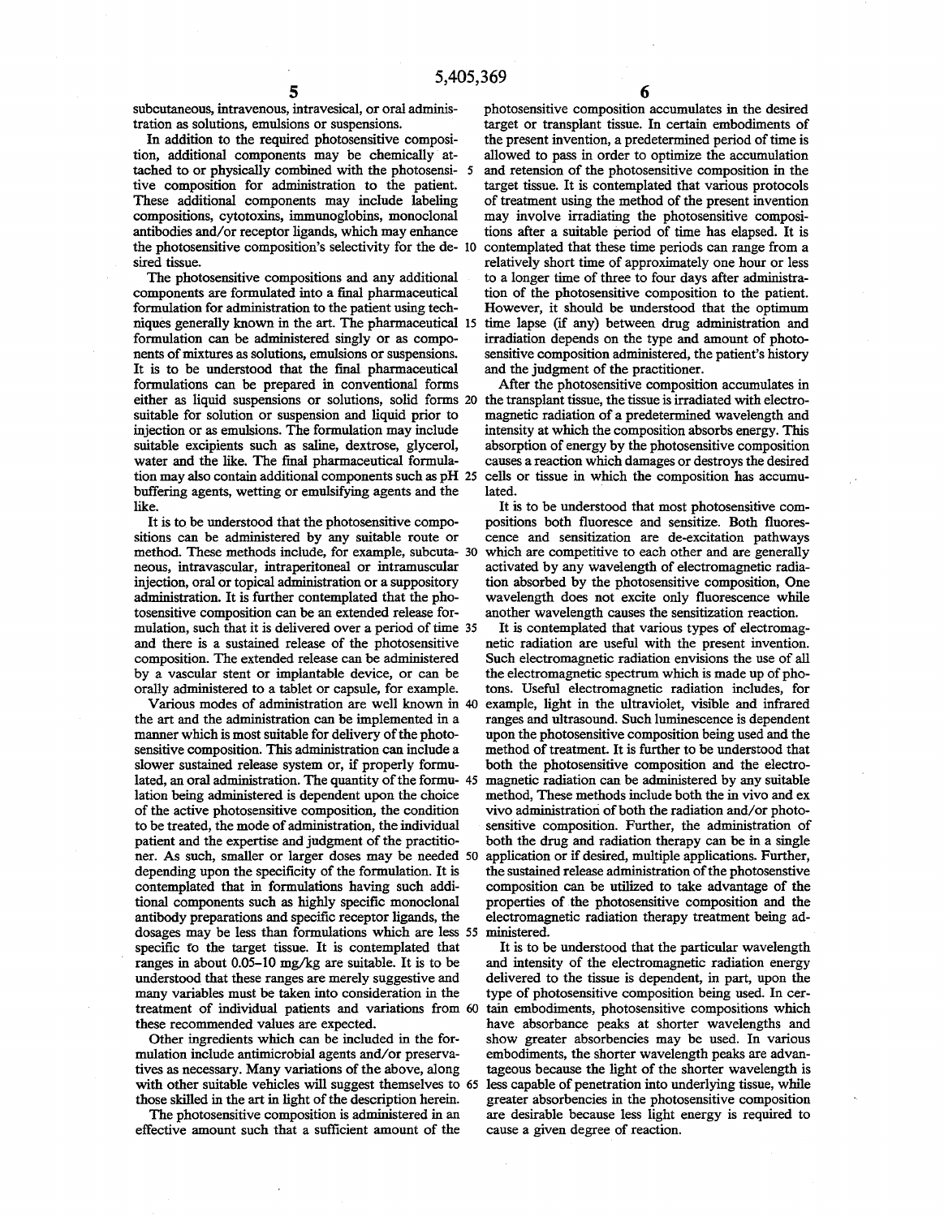subcutaneous, intravenous, intravesical, or oral administration as solutions, emulsions or suspensions.

In addition to the required photosensitive composition, additional components may be chemically attached to or physically combined with the photosensitive composition for administration to the patient. These additional components may include labeling compositions, cytotoxins, immunoglobins, monoclonal antibodies and/or receptor ligands, which may enhance the photosensitive composition's selectivity for the desired tissue.

The photosensitive compositions and any additional components are formulated into a final pharmaceutical formulation for administration to the patient using techniques generally known in the art. The pharmaceutical formulation can be administered singly or as components of mixtures as solutions, emulsions or suspensions. It is to be understood that the final pharmaceutical formulations can be prepared in conventional forms either as liquid suspensions or solutions, solid forms suitable for solution or suspension and liquid prior to injection or as emulsions. The formulation may include suitable excipients such as saline, dextrose, glycerol, water and the like. The final pharmaceutical formulation may also contain additional components such as pH buffering agents, wetting or emulsifying agents and the like.

It is to be understood that the photosensitive compositions can be administered by any suitable route or method. These methods include, for example, subcutaneous, intravascular, intraperitoneal or intramuscular injection, oral or topical administration or a suppository administration. It is further contemplated that the photosensitive composition can be an extended release formulation, such that it is delivered over a period of time and there is a sustained release of the photosensitive composition. The extended release can be administered by a vascular stent or implantable device, or can be orally administered to a tablet or capsule, for example.

Various modes of administration are well known in the art and the administration can be implemented in a manner which is most suitable for delivery of the photosensitive composition. This administration can include a slower sustained release system or, if properly formulated, an oral administration. The quantity of the formulation being administered is dependent upon the choice of the active photosensitive composition, the condition to be treated, the mode of administration, the individual patient and the expertise and judgment of the practitioner. As such, smaller or larger doses may be needed depending upon the specificity of the formulation. It is contemplated that in formulations having such additional components such as highly specific monoclonal antibody preparations and specific receptor ligands, the dosages may be less than formulations which are less specific to the target tissue. It is contemplated that ranges in about 0.05–10 mg/kg are suitable. It is to be understood that these ranges are merely suggestive and many variables must be taken into consideration in the treatment of individual patients and variations from these recommended values are expected.

Other ingredients which can be included in the formulation include antimicrobial agents and/or preservatives as necessary. Many variations of the above, along with other suitable vehicles will suggest themselves to those skilled in the art in light of the description herein.

The photosensitive composition is administered in an effective amount such that a sufficient amount of the photosensitive composition accumulates in the desired target or transplant tissue. In certain embodiments of the present invention, a predetermined period of time is allowed to pass in order to optimize the accumulation and retension of the photosensitive composition in the target tissue. It is contemplated that various protocols of treatment using the method of the present invention may involve irradiating the photosensitive compositions after a suitable period of time has elapsed. It is contemplated that these time periods can range from a relatively short time of approximately one hour or less to a longer time of three to four days after administration of the photosensitive composition to the patient. However, it should be understood that the optimum time lapse (if any) between drug administration and irradiation depends on the type and amount of photosensitive composition administered, the patient's history and the judgment of the practitioner.

After the photosensitive composition accumulates in the transplant tissue, the tissue is irradiated with electromagnetic radiation of a predetermined wavelength and intensity at which the composition absorbs energy. This absorption of energy by the photosensitive composition causes a reaction which damages or destroys the desired cells or tissue in which the composition has accumulated.

It is to be understood that most photosensitive compositions both fluoresce and sensitize. Both fluorescence and sensitization are de-excitation pathways which are competitive to each other and are generally activated by any wavelength of electromagnetic radiation absorbed by the photosensitive composition, One wavelength does not excite only fluorescence while another wavelength causes the sensitization reaction.

It is contemplated that various types of electromagnetic radiation are useful with the present invention. Such electromagnetic radiation envisions the use of all the electromagnetic spectrum which is made up of photons. Useful electromagnetic radiation includes, for example, light in the ultraviolet, visible and infrared ranges and ultrasound. Such luminescence is dependent upon the photosensitive composition being used and the method of treatment. It is further to be understood that both the photosensitive composition and the electromagnetic radiation can be administered by any suitable method, These methods include both the in vivo and ex vivo administration of both the radiation and/or photosensitive composition. Further, the administration of both the drug and radiation therapy can be in a single application or if desired, multiple applications. Further, the sustained release administration of the photosenstive composition can be utilized to take advantage of the properties of the photosensitive composition and the electromagnetic radiation therapy treatment being administered.

It is to be understood that the particular wavelength and intensity of the electromagnetic radiation energy delivered to the tissue is dependent, in part, upon the type of photosensitive composition being used. In certain embodiments, photosensitive compositions which have absorbance peaks at shorter wavelengths and show greater absorbencies may be used. In various embodiments, the shorter wavelength peaks are advantageous because the light of the shorter wavelength is less capable of penetration into underlying tissue, while greater absorbencies in the photosensitive composition are desirable because less light energy is required to cause a given degree of reaction.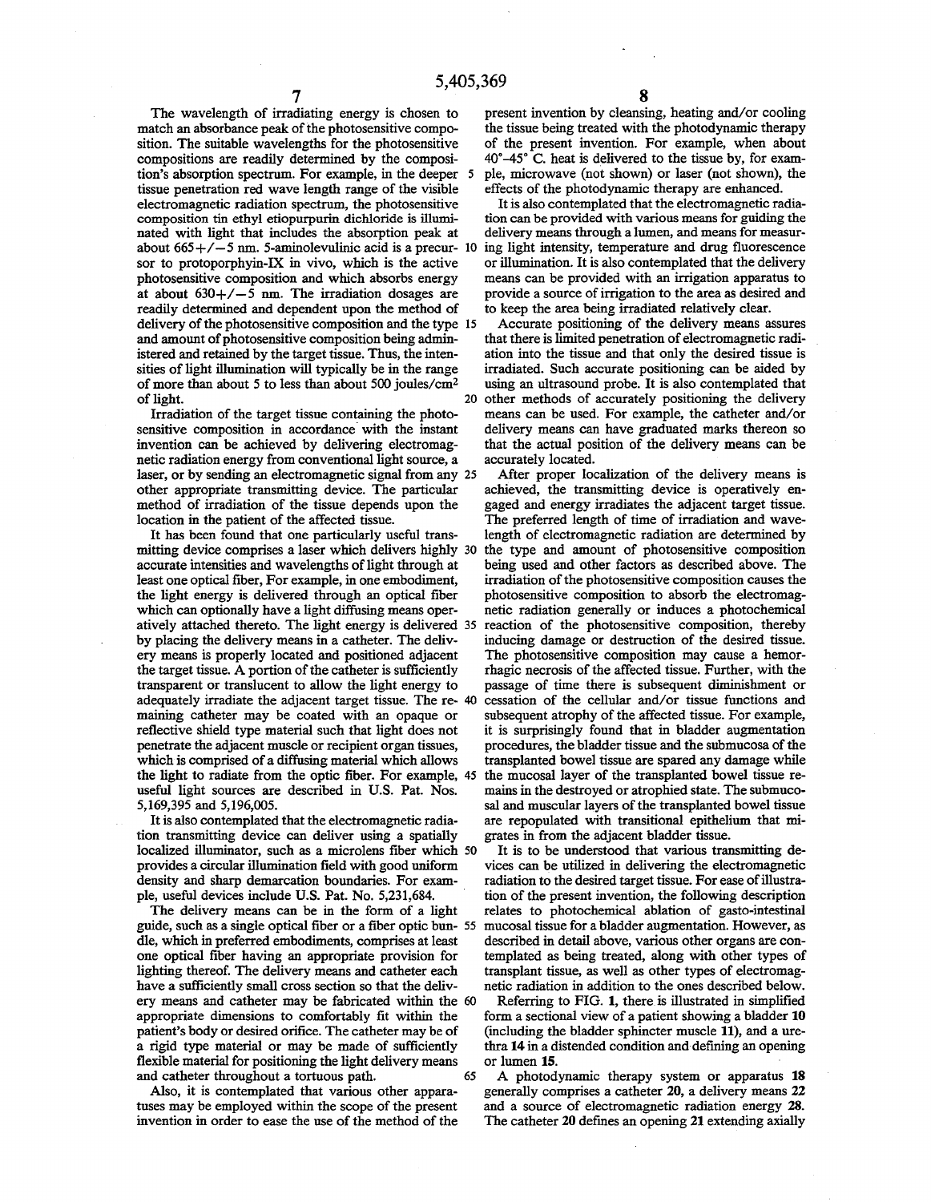The wavelength of irradiating energy is chosen to match an absorbance peak of the photosensitive composition. The suitable wavelengths for the photosensitive compositions are readily determined by the composition's absorption spectrum. For example, in the deeper tissue penetration red wave length range of the visible electromagnetic radiation spectrum, the photosensitive composition tin ethyl etiopurpurin dichloride is illuminated with light that includes the absorption peak at about 665+/−5 nm. 5-aminolevulinic acid is a precursor to protoporphyin-IX in vivo, which is the active photosensitive composition and which absorbs energy at about 630+/−5 nm. The irradiation dosages are readily determined and dependent upon the method of delivery of the photosensitive composition and the type and amount of photosensitive composition being administered and retained by the target tissue. Thus, the intensities of light illumination will typically be in the range of more than about 5 to less than about 500 joules/$cm^2$ of light.

Irradiation of the target tissue containing the photosensitive composition in accordance with the instant invention can be achieved by delivering electromagnetic radiation energy from conventional light source, a laser, or by sending an electromagnetic signal from any other appropriate transmitting device. The particular method of irradiation of the tissue depends upon the location in the patient of the affected tissue.

It has been found that one particularly useful transmitting device comprises a laser which delivers highly accurate intensities and wavelengths of light through at least one optical fiber, For example, in one embodiment, the light energy is delivered through an optical fiber which can optionally have a light diffusing means operatively attached thereto. The light energy is delivered by placing the delivery means in a catheter. The delivery means is properly located and positioned adjacent the target tissue. A portion of the catheter is sufficiently transparent or translucent to allow the light energy to adequately irradiate the adjacent target tissue. The remaining catheter may be coated with an opaque or reflective shield type material such that light does not penetrate the adjacent muscle or recipient organ tissues, which is comprised of a diffusing material which allows the light to radiate from the optic fiber. For example, useful light sources are described in U.S. Pat. Nos. 5,169,395 and 5,196,005.

It is also contemplated that the electromagnetic radiation transmitting device can deliver using a spatially localized illuminator, such as a microlens fiber which provides a circular illumination field with good uniform density and sharp demarcation boundaries. For example, useful devices include U.S. Pat. No. 5,231,684.

The delivery means can be in the form of a light guide, such as a single optical fiber or a fiber optic bundle, which in preferred embodiments, comprises at least one optical fiber having an appropriate provision for lighting thereof. The delivery means and catheter each have a sufficiently small cross section so that the delivery means and catheter may be fabricated within the appropriate dimensions to comfortably fit within the patient's body or desired orifice. The catheter may be of a rigid type material or may be made of sufficiently flexible material for positioning the light delivery means and catheter throughout a tortuous path.

Also, it is contemplated that various other apparatuses may be employed within the scope of the present invention in order to ease the use of the method of the present invention by cleansing, heating and/or cooling the tissue being treated with the photodynamic therapy of the present invention. For example, when about 40°-45° C. heat is delivered to the tissue by, for example, microwave (not shown) or laser (not shown), the effects of the photodynamic therapy are enhanced.

It is also contemplated that the electromagnetic radiation can be provided with various means for guiding the delivery means through a lumen, and means for measuring light intensity, temperature and drug fluorescence or illumination. It is also contemplated that the delivery means can be provided with an irrigation apparatus to provide a source of irrigation to the area as desired and to keep the area being irradiated relatively clear.

Accurate positioning of the delivery means assures that there is limited penetration of electromagnetic radiation into the tissue and that only the desired tissue is irradiated. Such accurate positioning can be aided by using an ultrasound probe. It is also contemplated that other methods of accurately positioning the delivery means can be used. For example, the catheter and/or delivery means can have graduated marks thereon so that the actual position of the delivery means can be accurately located.

After proper localization of the delivery means is achieved, the transmitting device is operatively engaged and energy irradiates the adjacent target tissue. The preferred length of time of irradiation and wavelength of electromagnetic radiation are determined by the type and amount of photosensitive composition being used and other factors as described above. The irradiation of the photosensitive composition causes the photosensitive composition to absorb the electromagnetic radiation generally or induces a photochemical reaction of the photosensitive composition, thereby inducing damage or destruction of the desired tissue. The photosensitive composition may cause a hemorrhagic necrosis of the affected tissue. Further, with the passage of time there is subsequent diminishment or cessation of the cellular and/or tissue functions and subsequent atrophy of the affected tissue. For example, it is surprisingly found that in bladder augmentation procedures, the bladder tissue and the submucosa of the transplanted bowel tissue are spared any damage while the mucosal layer of the transplanted bowel tissue remains in the destroyed or atrophied state. The submucosal and muscular layers of the transplanted bowel tissue are repopulated with transitional epithelium that migrates in from the adjacent bladder tissue.

It is to be understood that various transmitting devices can be utilized in delivering the electromagnetic radiation to the desired target tissue. For ease of illustration of the present invention, the following description relates to photochemical ablation of gasto-intestinal mucosal tissue for a bladder augmentation. However, as described in detail above, various other organs are contemplated as being treated, along with other types of transplant tissue, as well as other types of electromagnetic radiation in addition to the ones described below.

Referring to FIG. **1**, there is illustrated in simplified form a sectional view of a patient showing a bladder **10** (including the bladder sphincter muscle **11**), and a urethra **14** in a distended condition and defining an opening or lumen **15**.

A photodynamic therapy system or apparatus **18** generally comprises a catheter **20**, a delivery means **22** and a source of electromagnetic radiation energy **28**. The catheter **20** defines an opening **21** extending axially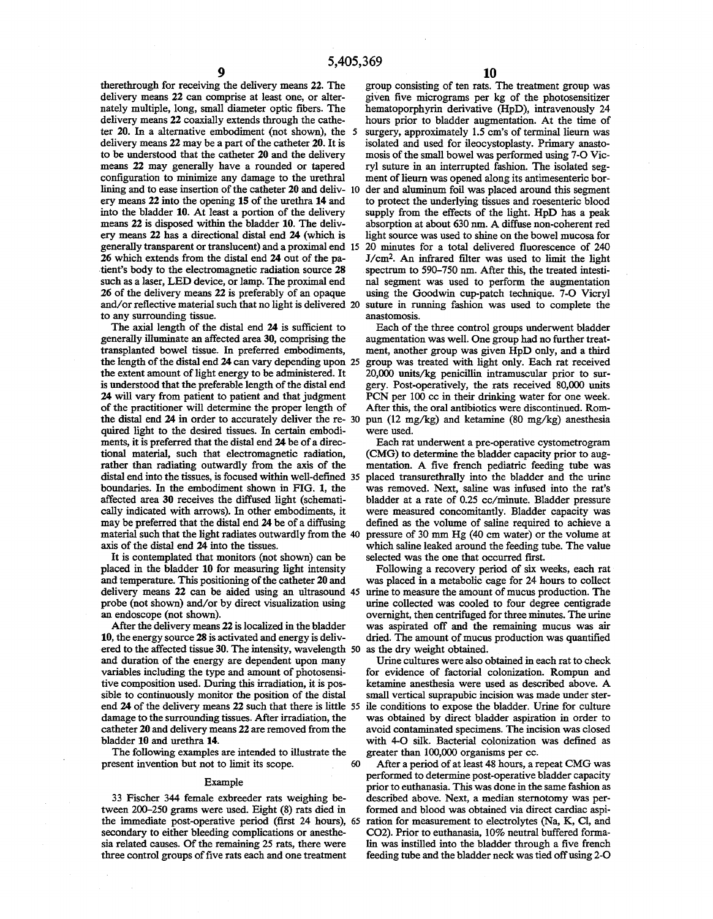therethrough for receiving the delivery means 22. The delivery means 22 can comprise at least one, or alternately multiple, long, small diameter optic fibers. The delivery means 22 coaxially extends through the catheter 20. In a alternative embodiment (not shown), the delivery means 22 may be a part of the catheter 20. It is to be understood that the catheter 20 and the delivery means 22 may generally have a rounded or tapered configuration to minimize any damage to the urethral lining and to ease insertion of the catheter 20 and delivery means 22 into the opening 15 of the urethra 14 and into the bladder 10. At least a portion of the delivery means 22 is disposed within the bladder 10. The delivery means 22 has a directional distal end 24 (which is generally transparent or translucent) and a proximal end 26 which extends from the distal end 24 out of the patient's body to the electromagnetic radiation source 28 such as a laser, LED device, or lamp. The proximal end 26 of the delivery means 22 is preferably of an opaque and/or reflective material such that no light is delivered to any surrounding tissue.

The axial length of the distal end 24 is sufficient to generally illuminate an affected area 30, comprising the transplanted bowel tissue. In preferred embodiments, the length of the distal end 24 can vary depending upon the extent amount of light energy to be administered. It is understood that the preferable length of the distal end 24 will vary from patient to patient and that judgment of the practitioner will determine the proper length of the distal end 24 in order to accurately deliver the required light to the desired tissues. In certain embodiments, it is preferred that the distal end 24 be of a directional material, such that electromagnetic radiation, rather than radiating outwardly from the axis of the distal end into the tissues, is focused within well-defined boundaries. In the embodiment shown in FIG. 1, the affected area 30 receives the diffused light (schematically indicated with arrows). In other embodiments, it may be preferred that the distal end 24 be of a diffusing material such that the light radiates outwardly from the axis of the distal end 24 into the tissues.

It is contemplated that monitors (not shown) can be placed in the bladder 10 for measuring light intensity and temperature. This positioning of the catheter 20 and delivery means 22 can be aided using an ultrasound probe (not shown) and/or by direct visualization using an endoscope (not shown).

After the delivery means 22 is localized in the bladder 10, the energy source 28 is activated and energy is delivered to the affected tissue 30. The intensity, wavelength and duration of the energy are dependent upon many variables including the type and amount of photosensitive composition used. During this irradiation, it is possible to continuously monitor the position of the distal end 24 of the delivery means 22 such that there is little damage to the surrounding tissues. After irradiation, the catheter 20 and delivery means 22 are removed from the bladder 10 and urethra 14.

The following examples are intended to illustrate the present invention but not to limit its scope.

## Example

33 Fischer 344 female exbreeder rats weighing between 200–250 grams were used. Eight (8) rats died in the immediate post-operative period (first 24 hours), secondary to either bleeding complications or anesthesia related causes. Of the remaining 25 rats, there were three control groups of five rats each and one treatment group consisting of ten rats. The treatment group was given five micrograms per kg of the photosensitizer hematoporphyrin derivative (HpD), intravenously 24 hours prior to bladder augmentation. At the time of surgery, approximately 1.5 cm's of terminal lieum was isolated and used for ileocystoplasty. Primary anastomosis of the small bowel was performed using 7-O Vicryl suture in an interrupted fashion. The isolated segment of lieum was opened along its antimesenteric border and aluminum foil was placed around this segment to protect the underlying tissues and roesenteric blood supply from the effects of the light. HpD has a peak absorption at about 630 nm. A diffuse non-coherent red light source was used to shine on the bowel mucosa for 20 minutes for a total delivered fluorescence of 240 J/cm$^2$. An infrared filter was used to limit the light spectrum to 590–750 nm. After this, the treated intestinal segment was used to perform the augmentation using the Goodwin cup-patch technique. 7-O Vicryl suture in running fashion was used to complete the anastomosis.

Each of the three control groups underwent bladder augmentation was well. One group had no further treatment, another group was given HpD only, and a third group was treated with light only. Each rat received 20,000 units/kg penicillin intramuscular prior to surgery. Post-operatively, the rats received 80,000 units PCN per 100 cc in their drinking water for one week. After this, the oral antibiotics were discontinued. Rompun (12 mg/kg) and ketamine (80 mg/kg) anesthesia were used.

Each rat underwent a pre-operative cystometrogram (CMG) to determine the bladder capacity prior to augmentation. A five french pediatric feeding tube was placed transurethrally into the bladder and the urine was removed. Next, saline was infused into the rat's bladder at a rate of 0.25 cc/minute. Bladder pressure were measured concomitantly. Bladder capacity was defined as the volume of saline required to achieve a pressure of 30 mm Hg (40 cm water) or the volume at which saline leaked around the feeding tube. The value selected was the one that occurred first.

Following a recovery period of six weeks, each rat was placed in a metabolic cage for 24 hours to collect urine to measure the amount of mucus production. The urine collected was cooled to four degree centigrade overnight, then centrifuged for three minutes. The urine was aspirated off and the remaining mucus was air dried. The amount of mucus production was quantified as the dry weight obtained.

Urine cultures were also obtained in each rat to check for evidence of factorial colonization. Rompun and ketamine anesthesia were used as described above. A small vertical suprapubic incision was made under sterile conditions to expose the bladder. Urine for culture was obtained by direct bladder aspiration in order to avoid contaminated specimens. The incision was closed with 4-O silk. Bacterial colonization was defined as greater than 100,000 organisms per cc.

After a period of at least 48 hours, a repeat CMG was performed to determine post-operative bladder capacity prior to euthanasia. This was done in the same fashion as described above. Next, a median sternotomy was performed and blood was obtained via direct cardiac aspiration for measurement to electrolytes (Na, K, Cl, and $CO_2$). Prior to euthanasia, 10% neutral buffered formalin was instilled into the bladder through a five french feeding tube and the bladder neck was tied off using 2-O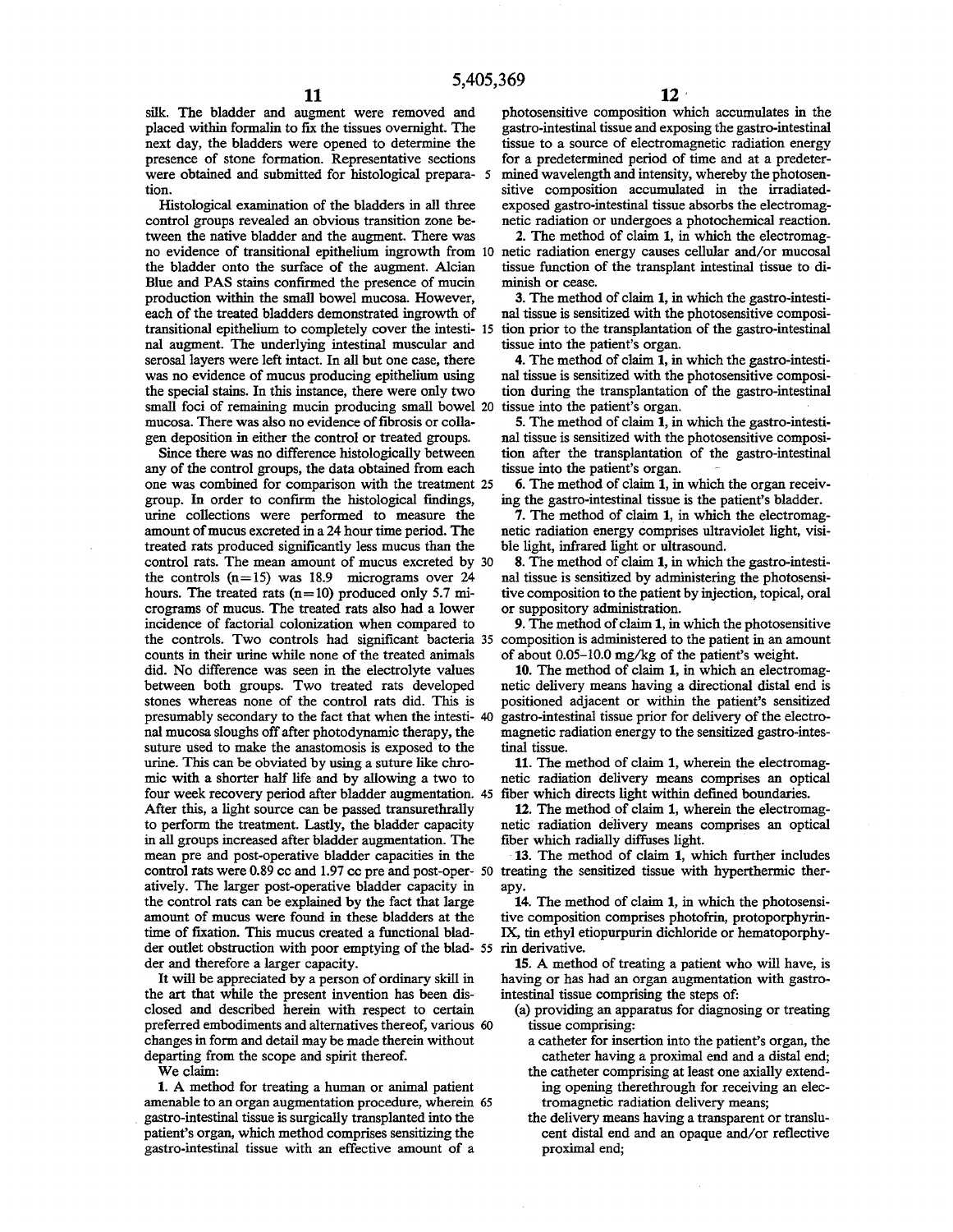silk. The bladder and augment were removed and placed within formalin to fix the tissues overnight. The next day, the bladders were opened to determine the presence of stone formation. Representative sections were obtained and submitted for histological preparation.

Histological examination of the bladders in all three control groups revealed an obvious transition zone between the native bladder and the augment. There was no evidence of transitional epithelium ingrowth from the bladder onto the surface of the augment. Alcian Blue and PAS stains confirmed the presence of mucin production within the small bowel mucosa. However, each of the treated bladders demonstrated ingrowth of transitional epithelium to completely cover the intestinal augment. The underlying intestinal muscular and serosal layers were left intact. In all but one case, there was no evidence of mucus producing epithelium using the special stains. In this instance, there were only two small foci of remaining mucin producing small bowel mucosa. There was also no evidence of fibrosis or collagen deposition in either the control or treated groups.

Since there was no difference histologically between any of the control groups, the data obtained from each one was combined for comparison with the treatment group. In order to confirm the histological findings, urine collections were performed to measure the amount of mucus excreted in a 24 hour time period. The treated rats produced significantly less mucus than the control rats. The mean amount of mucus excreted by the controls (n=15) was 18.9 micrograms over 24 hours. The treated rats (n=10) produced only 5.7 micrograms of mucus. The treated rats also had a lower incidence of factorial colonization when compared to the controls. Two controls had significant bacteria counts in their urine while none of the treated animals did. No difference was seen in the electrolyte values between both groups. Two treated rats developed stones whereas none of the control rats did. This is presumably secondary to the fact that when the intestinal mucosa sloughs off after photodynamic therapy, the suture used to make the anastomosis is exposed to the urine. This can be obviated by using a suture like chromic with a shorter half life and by allowing a two to four week recovery period after bladder augmentation. After this, a light source can be passed transurethrally to perform the treatment. Lastly, the bladder capacity in all groups increased after bladder augmentation. The mean pre and post-operative bladder capacities in the control rats were 0.89 cc and 1.97 cc pre and post-operatively. The larger post-operative bladder capacity in the control rats can be explained by the fact that large amount of mucus were found in these bladders at the time of fixation. This mucus created a functional bladder outlet obstruction with poor emptying of the bladder and therefore a larger capacity.

It will be appreciated by a person of ordinary skill in the art that while the present invention has been disclosed and described herein with respect to certain preferred embodiments and alternatives thereof, various changes in form and detail may be made therein without departing from the scope and spirit thereof.

We claim:

1. A method for treating a human or animal patient amenable to an organ augmentation procedure, wherein gastro-intestinal tissue is surgically transplanted into the patient's organ, which method comprises sensitizing the gastro-intestinal tissue with an effective amount of a photosensitive composition which accumulates in the gastro-intestinal tissue and exposing the gastro-intestinal tissue to a source of electromagnetic radiation energy for a predetermined period of time and at a predetermined wavelength and intensity, whereby the photosensitive composition accumulated in the irradiated-exposed gastro-intestinal tissue absorbs the electromagnetic radiation or undergoes a photochemical reaction.

2. The method of claim 1, in which the electromagnetic radiation energy causes cellular and/or mucosal tissue function of the transplant intestinal tissue to diminish or cease.

3. The method of claim 1, in which the gastro-intestinal tissue is sensitized with the photosensitive composition prior to the transplantation of the gastro-intestinal tissue into the patient's organ.

4. The method of claim 1, in which the gastro-intestinal tissue is sensitized with the photosensitive composition during the transplantation of the gastro-intestinal tissue into the patient's organ.

5. The method of claim 1, in which the gastro-intestinal tissue is sensitized with the photosensitive composition after the transplantation of the gastro-intestinal tissue into the patient's organ.

6. The method of claim 1, in which the organ receiving the gastro-intestinal tissue is the patient's bladder.

7. The method of claim 1, in which the electromagnetic radiation energy comprises ultraviolet light, visible light, infrared light or ultrasound.

8. The method of claim 1, in which the gastro-intestinal tissue is sensitized by administering the photosensitive composition to the patient by injection, topical, oral or suppository administration.

9. The method of claim 1, in which the photosensitive composition is administered to the patient in an amount of about 0.05–10.0 mg/kg of the patient's weight.

10. The method of claim 1, in which an electromagnetic delivery means having a directional distal end is positioned adjacent or within the patient's sensitized gastro-intestinal tissue prior for delivery of the electromagnetic radiation energy to the sensitized gastro-intestinal tissue.

11. The method of claim 1, wherein the electromagnetic radiation delivery means comprises an optical fiber which directs light within defined boundaries.

12. The method of claim 1, wherein the electromagnetic radiation delivery means comprises an optical fiber which radially diffuses light.

13. The method of claim 1, which further includes treating the sensitized tissue with hyperthermic therapy.

14. The method of claim 1, in which the photosensitive composition comprises photofrin, protoporphyrin-IX, tin ethyl etiopurpurin dichloride or hematoporphyrin derivative.

15. A method of treating a patient who will have, is having or has had an organ augmentation with gastro-intestinal tissue comprising the steps of:

(a) providing an apparatus for diagnosing or treating tissue comprising:
   - a catheter for insertion into the patient's organ, the catheter having a proximal end and a distal end;
   - the catheter comprising at least one axially extending opening therethrough for receiving an electromagnetic radiation delivery means;
   - the delivery means having a transparent or translucent distal end and an opaque and/or reflective proximal end;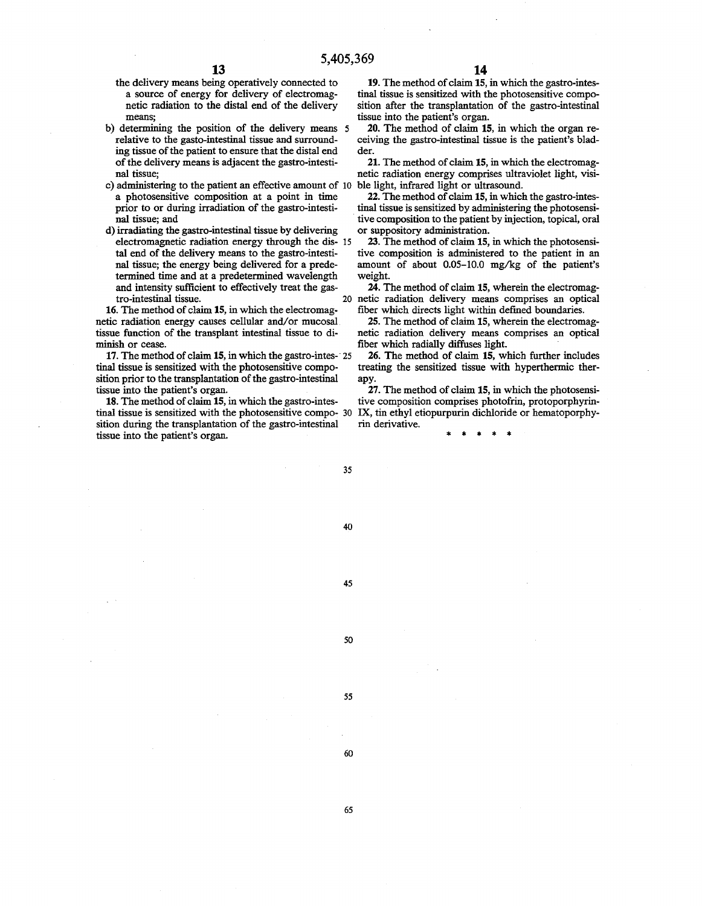the delivery means being operatively connected to a source of energy for delivery of electromagnetic radiation to the distal end of the delivery means;

b) determining the position of the delivery means relative to the gasto-intestinal tissue and surrounding tissue of the patient to ensure that the distal end of the delivery means is adjacent the gastro-intestinal tissue;

c) administering to the patient an effective amount of a photosensitive composition at a point in time prior to or during irradiation of the gastro-intestinal tissue; and

d) irradiating the gastro-intestinal tissue by delivering electromagnetic radiation energy through the distal end of the delivery means to the gastro-intestinal tissue; the energy being delivered for a predetermined time and at a predetermined wavelength and intensity sufficient to effectively treat the gastro-intestinal tissue.

**16.** The method of claim **15**, in which the electromagnetic radiation energy causes cellular and/or mucosal tissue function of the transplant intestinal tissue to diminish or cease.

**17.** The method of claim **15**, in which the gastro-intestinal tissue is sensitized with the photosensitive composition prior to the transplantation of the gastro-intestinal tissue into the patient's organ.

**18.** The method of claim **15**, in which the gastro-intestinal tissue is sensitized with the photosensitive composition during the transplantation of the gastro-intestinal tissue into the patient's organ.

**19.** The method of claim **15**, in which the gastro-intestinal tissue is sensitized with the photosensitive composition after the transplantation of the gastro-intestinal tissue into the patient's organ.

**20.** The method of claim **15**, in which the organ receiving the gastro-intestinal tissue is the patient's bladder.

**21.** The method of claim **15**, in which the electromagnetic radiation energy comprises ultraviolet light, visible light, infrared light or ultrasound.

**22.** The method of claim **15**, in which the gastro-intestinal tissue is sensitized by administering the photosensitive composition to the patient by injection, topical, oral or suppository administration.

**23.** The method of claim **15**, in which the photosensitive composition is administered to the patient in an amount of about 0.05–10.0 mg/kg of the patient's weight.

**24.** The method of claim **15**, wherein the electromagnetic radiation delivery means comprises an optical fiber which directs light within defined boundaries.

**25.** The method of claim **15**, wherein the electromagnetic radiation delivery means comprises an optical fiber which radially diffuses light.

**26.** The method of claim **15**, which further includes treating the sensitized tissue with hyperthermic therapy.

**27.** The method of claim **15**, in which the photosensitive composition comprises photofrin, protoporphyrin-IX, tin ethyl etiopurpurin dichloride or hematoporphyrin derivative.

* * * * *